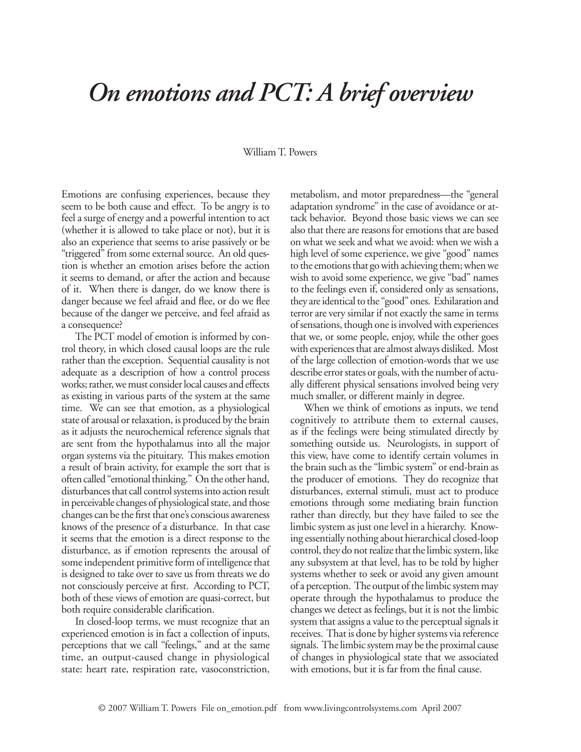# *On emotions and PCT: A brief overview*

William T. Powers

Emotions are confusing experiences, because they seem to be both cause and effect. To be angry is to feel a surge of energy and a powerful intention to act (whether it is allowed to take place or not), but it is also an experience that seems to arise passively or be "triggered" from some external source. An old question is whether an emotion arises before the action it seems to demand, or after the action and because of it. When there is danger, do we know there is danger because we feel afraid and flee, or do we flee because of the danger we perceive, and feel afraid as a consequence?

The PCT model of emotion is informed by control theory, in which closed causal loops are the rule rather than the exception. Sequential causality is not adequate as a description of how a control process works; rather, we must consider local causes and effects as existing in various parts of the system at the same time. We can see that emotion, as a physiological state of arousal or relaxation, is produced by the brain as it adjusts the neurochemical reference signals that are sent from the hypothalamus into all the major organ systems via the pituitary. This makes emotion a result of brain activity, for example the sort that is often called "emotional thinking." On the other hand, disturbances that call control systems into action result in perceivable changes of physiological state, and those changes can be the first that one's conscious awareness knows of the presence of a disturbance. In that case it seems that the emotion is a direct response to the disturbance, as if emotion represents the arousal of some independent primitive form of intelligence that is designed to take over to save us from threats we do not consciously perceive at first. According to PCT, both of these views of emotion are quasi-correct, but both require considerable clarification.

In closed-loop terms, we must recognize that an experienced emotion is in fact a collection of inputs, perceptions that we call "feelings," and at the same time, an output-caused change in physiological state: heart rate, respiration rate, vasoconstriction, metabolism, and motor preparedness—the "general adaptation syndrome" in the case of avoidance or attack behavior. Beyond those basic views we can see also that there are reasons for emotions that are based on what we seek and what we avoid: when we wish a high level of some experience, we give "good" names to the emotions that go with achieving them; when we wish to avoid some experience, we give "bad" names to the feelings even if, considered only as sensations, they are identical to the "good" ones. Exhilaration and terror are very similar if not exactly the same in terms of sensations, though one is involved with experiences that we, or some people, enjoy, while the other goes with experiences that are almost always disliked. Most of the large collection of emotion-words that we use describe error states or goals, with the number of actually different physical sensations involved being very much smaller, or different mainly in degree.

When we think of emotions as inputs, we tend cognitively to attribute them to external causes, as if the feelings were being stimulated directly by something outside us. Neurologists, in support of this view, have come to identify certain volumes in the brain such as the "limbic system" or end-brain as the producer of emotions. They do recognize that disturbances, external stimuli, must act to produce emotions through some mediating brain function rather than directly, but they have failed to see the limbic system as just one level in a hierarchy. Knowing essentially nothing about hierarchical closed-loop control, they do not realize that the limbic system, like any subsystem at that level, has to be told by higher systems whether to seek or avoid any given amount of a perception. The output of the limbic system may operate through the hypothalamus to produce the changes we detect as feelings, but it is not the limbic system that assigns a value to the perceptual signals it receives. That is done by higher systems via reference signals. The limbic system may be the proximal cause of changes in physiological state that we associated with emotions, but it is far from the final cause.

© 2007 William T. Powers File on_emotion.pdf from www.livingcontrolsystems.com April 2007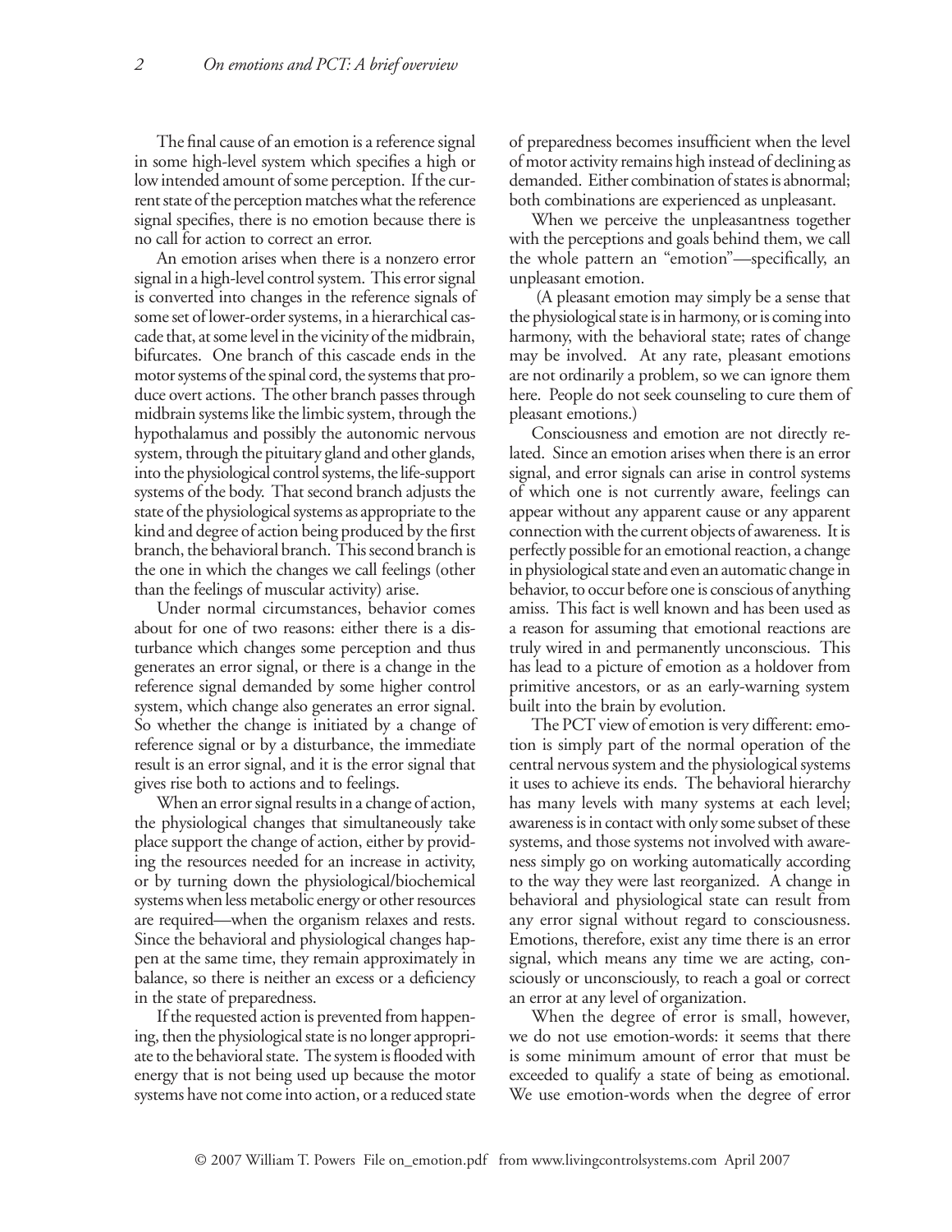The final cause of an emotion is a reference signal in some high-level system which specifies a high or low intended amount of some perception. If the current state of the perception matches what the reference signal specifies, there is no emotion because there is no call for action to correct an error.

An emotion arises when there is a nonzero error signal in a high-level control system. This error signal is converted into changes in the reference signals of some set of lower-order systems, in a hierarchical cascade that, at some level in the vicinity of the midbrain, bifurcates. One branch of this cascade ends in the motor systems of the spinal cord, the systems that produce overt actions. The other branch passes through midbrain systems like the limbic system, through the hypothalamus and possibly the autonomic nervous system, through the pituitary gland and other glands, into the physiological control systems, the life-support systems of the body. That second branch adjusts the state of the physiological systems as appropriate to the kind and degree of action being produced by the first branch, the behavioral branch. This second branch is the one in which the changes we call feelings (other than the feelings of muscular activity) arise.

Under normal circumstances, behavior comes about for one of two reasons: either there is a disturbance which changes some perception and thus generates an error signal, or there is a change in the reference signal demanded by some higher control system, which change also generates an error signal. So whether the change is initiated by a change of reference signal or by a disturbance, the immediate result is an error signal, and it is the error signal that gives rise both to actions and to feelings.

When an error signal results in a change of action, the physiological changes that simultaneously take place support the change of action, either by providing the resources needed for an increase in activity, or by turning down the physiological/biochemical systems when less metabolic energy or other resources are required—when the organism relaxes and rests. Since the behavioral and physiological changes happen at the same time, they remain approximately in balance, so there is neither an excess or a deficiency in the state of preparedness.

If the requested action is prevented from happening, then the physiological state is no longer appropriate to the behavioral state. The system is flooded with energy that is not being used up because the motor systems have not come into action, or a reduced state of preparedness becomes insufficient when the level of motor activity remains high instead of declining as demanded. Either combination of states is abnormal; both combinations are experienced as unpleasant.

When we perceive the unpleasantness together with the perceptions and goals behind them, we call the whole pattern an "emotion"—specifically, an unpleasant emotion.

(A pleasant emotion may simply be a sense that the physiological state is in harmony, or is coming into harmony, with the behavioral state; rates of change may be involved. At any rate, pleasant emotions are not ordinarily a problem, so we can ignore them here. People do not seek counseling to cure them of pleasant emotions.)

Consciousness and emotion are not directly related. Since an emotion arises when there is an error signal, and error signals can arise in control systems of which one is not currently aware, feelings can appear without any apparent cause or any apparent connection with the current objects of awareness. It is perfectly possible for an emotional reaction, a change in physiological state and even an automatic change in behavior, to occur before one is conscious of anything amiss. This fact is well known and has been used as a reason for assuming that emotional reactions are truly wired in and permanently unconscious. This has lead to a picture of emotion as a holdover from primitive ancestors, or as an early-warning system built into the brain by evolution.

The PCT view of emotion is very different: emotion is simply part of the normal operation of the central nervous system and the physiological systems it uses to achieve its ends. The behavioral hierarchy has many levels with many systems at each level; awareness is in contact with only some subset of these systems, and those systems not involved with awareness simply go on working automatically according to the way they were last reorganized. A change in behavioral and physiological state can result from any error signal without regard to consciousness. Emotions, therefore, exist any time there is an error signal, which means any time we are acting, consciously or unconsciously, to reach a goal or correct an error at any level of organization.

When the degree of error is small, however, we do not use emotion-words: it seems that there is some minimum amount of error that must be exceeded to qualify a state of being as emotional. We use emotion-words when the degree of error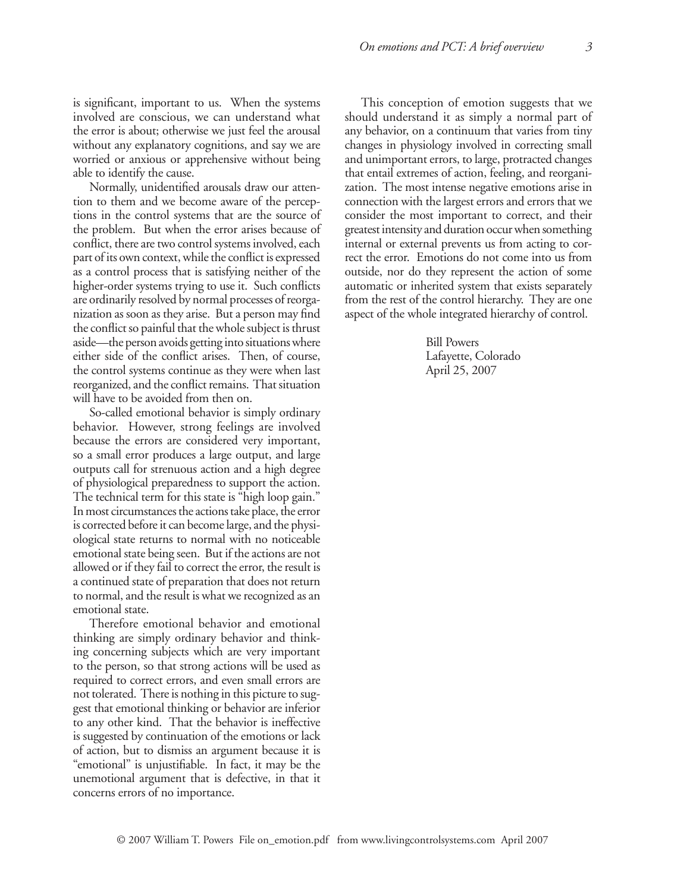is significant, important to us. When the systems involved are conscious, we can understand what the error is about; otherwise we just feel the arousal without any explanatory cognitions, and say we are worried or anxious or apprehensive without being able to identify the cause.

Normally, unidentified arousals draw our attention to them and we become aware of the perceptions in the control systems that are the source of the problem. But when the error arises because of conflict, there are two control systems involved, each part of its own context, while the conflict is expressed as a control process that is satisfying neither of the higher-order systems trying to use it. Such conflicts are ordinarily resolved by normal processes of reorganization as soon as they arise. But a person may find the conflict so painful that the whole subject is thrust aside—the person avoids getting into situations where either side of the conflict arises. Then, of course, the control systems continue as they were when last reorganized, and the conflict remains. That situation will have to be avoided from then on.

So-called emotional behavior is simply ordinary behavior. However, strong feelings are involved because the errors are considered very important, so a small error produces a large output, and large outputs call for strenuous action and a high degree of physiological preparedness to support the action. The technical term for this state is "high loop gain." In most circumstances the actions take place, the error is corrected before it can become large, and the physiological state returns to normal with no noticeable emotional state being seen. But if the actions are not allowed or if they fail to correct the error, the result is a continued state of preparation that does not return to normal, and the result is what we recognized as an emotional state.

Therefore emotional behavior and emotional thinking are simply ordinary behavior and thinking concerning subjects which are very important to the person, so that strong actions will be used as required to correct errors, and even small errors are not tolerated. There is nothing in this picture to suggest that emotional thinking or behavior are inferior to any other kind. That the behavior is ineffective is suggested by continuation of the emotions or lack of action, but to dismiss an argument because it is "emotional" is unjustifiable. In fact, it may be the unemotional argument that is defective, in that it concerns errors of no importance.

This conception of emotion suggests that we should understand it as simply a normal part of any behavior, on a continuum that varies from tiny changes in physiology involved in correcting small and unimportant errors, to large, protracted changes that entail extremes of action, feeling, and reorganization. The most intense negative emotions arise in connection with the largest errors and errors that we consider the most important to correct, and their greatest intensity and duration occur when something internal or external prevents us from acting to correct the error. Emotions do not come into us from outside, nor do they represent the action of some automatic or inherited system that exists separately from the rest of the control hierarchy. They are one aspect of the whole integrated hierarchy of control.

Bill Powers
Lafayette, Colorado
April 25, 2007

© 2007 William T. Powers File on_emotion.pdf from www.livingcontrolsystems.com April 2007